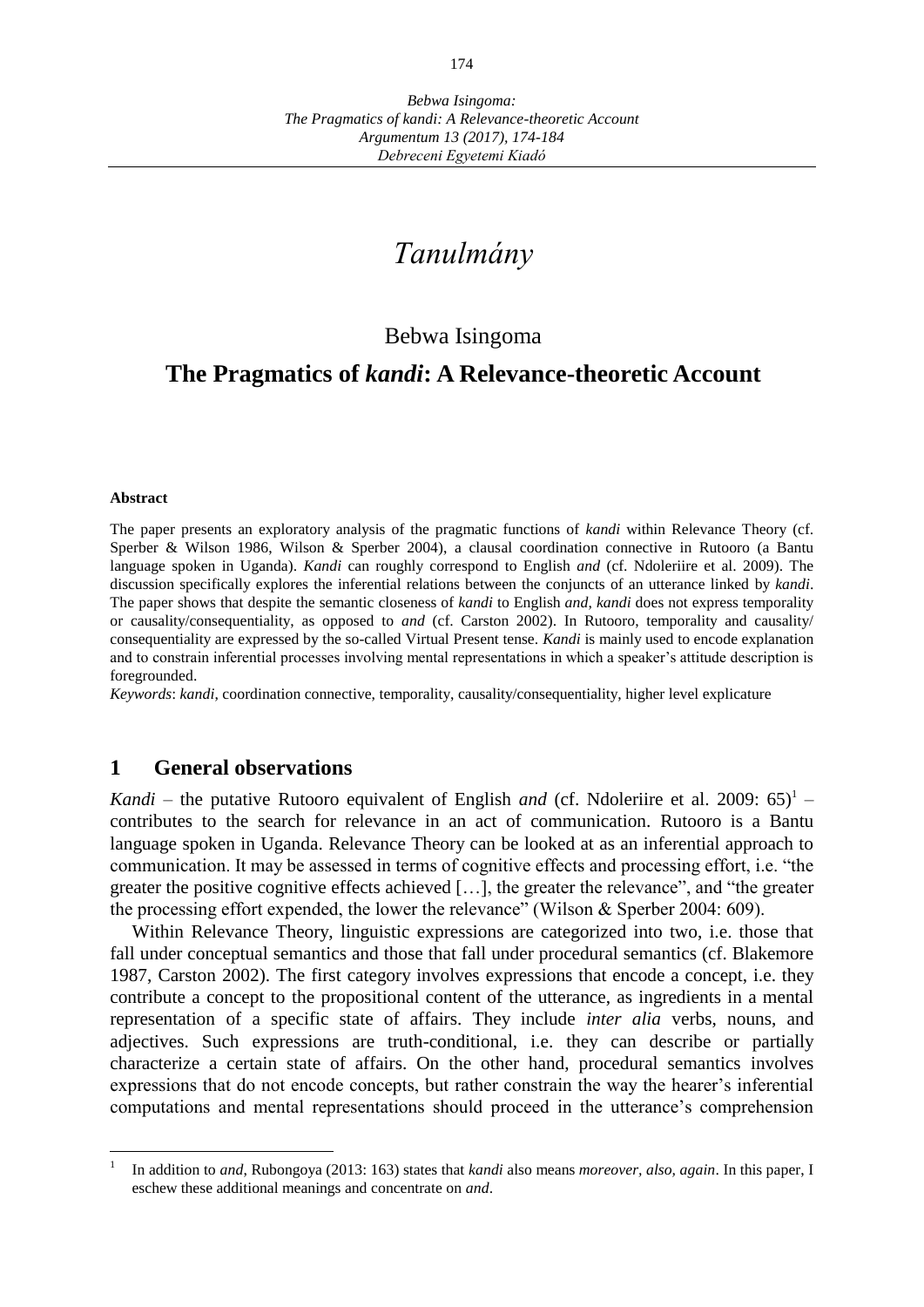# *Tanulmány*

Bebwa Isingoma

## The Pragmatics of *kandi*: A Relevance-theoretic Account

**Abstract**

The paper presents an exploratory analysis of the pragmatic functions of *kandi* within Relevance Theory (cf. Sperber & Wilson 1986, Wilson & Sperber 2004), a clausal coordination connective in Rutooro (a Bantu language spoken in Uganda). *Kandi* can roughly correspond to English *and* (cf. Ndoleriire et al. 2009). The discussion specifically explores the inferential relations between the conjuncts of an utterance linked by *kandi*. The paper shows that despite the semantic closeness of *kandi* to English *and*, *kandi* does not express temporality or causality/consequentiality, as opposed to *and* (cf. Carston 2002). In Rutooro, temporality and causality/ consequentiality are expressed by the so-called Virtual Present tense. *Kandi* is mainly used to encode explanation and to constrain inferential processes involving mental representations in which a speaker's attitude description is foregrounded.

*Keywords*: *kandi*, coordination connective, temporality, causality/consequentiality, higher level explicature

## 1 General observations

*Kandi* – the putative Rutooro equivalent of English *and* (cf. Ndoleriire et al. 2009: 65)[1] – contributes to the search for relevance in an act of communication. Rutooro is a Bantu language spoken in Uganda. Relevance Theory can be looked at as an inferential approach to communication. It may be assessed in terms of cognitive effects and processing effort, i.e. "the greater the positive cognitive effects achieved […], the greater the relevance", and "the greater the processing effort expended, the lower the relevance" (Wilson & Sperber 2004: 609).

Within Relevance Theory, linguistic expressions are categorized into two, i.e. those that fall under conceptual semantics and those that fall under procedural semantics (cf. Blakemore 1987, Carston 2002). The first category involves expressions that encode a concept, i.e. they contribute a concept to the propositional content of the utterance, as ingredients in a mental representation of a specific state of affairs. They include *inter alia* verbs, nouns, and adjectives. Such expressions are truth-conditional, i.e. they can describe or partially characterize a certain state of affairs. On the other hand, procedural semantics involves expressions that do not encode concepts, but rather constrain the way the hearer's inferential computations and mental representations should proceed in the utterance's comprehension

[1] In addition to *and*, Rubongoya (2013: 163) states that *kandi* also means *moreover, also, again*. In this paper, I eschew these additional meanings and concentrate on *and*.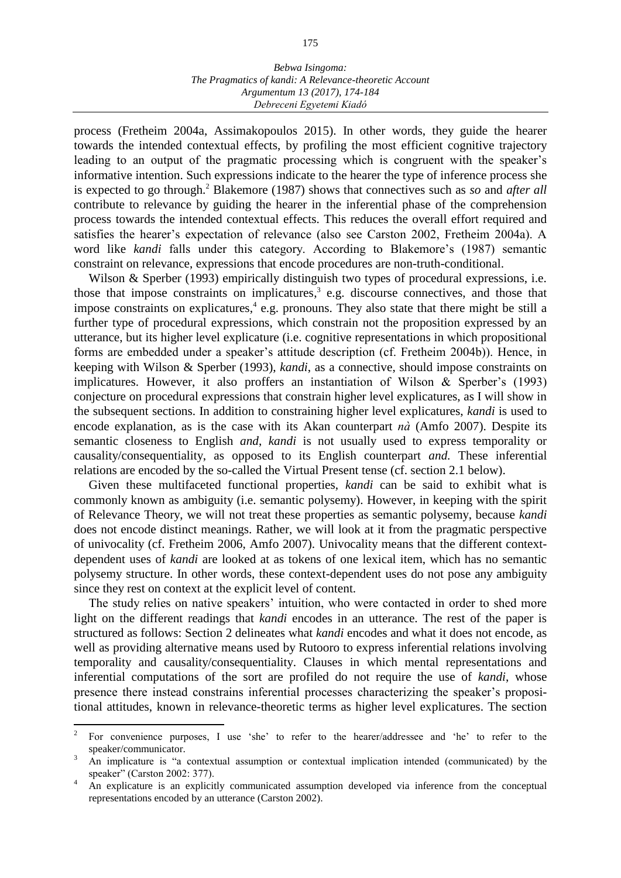process (Fretheim 2004a, Assimakopoulos 2015). In other words, they guide the hearer towards the intended contextual effects, by profiling the most efficient cognitive trajectory leading to an output of the pragmatic processing which is congruent with the speaker's informative intention. Such expressions indicate to the hearer the type of inference process she is expected to go through.[2] Blakemore (1987) shows that connectives such as *so* and *after all* contribute to relevance by guiding the hearer in the inferential phase of the comprehension process towards the intended contextual effects. This reduces the overall effort required and satisfies the hearer's expectation of relevance (also see Carston 2002, Fretheim 2004a). A word like *kandi* falls under this category. According to Blakemore's (1987) semantic constraint on relevance, expressions that encode procedures are non-truth-conditional.

Wilson & Sperber (1993) empirically distinguish two types of procedural expressions, i.e. those that impose constraints on implicatures,[3] e.g. discourse connectives, and those that impose constraints on explicatures,[4] e.g. pronouns. They also state that there might be still a further type of procedural expressions, which constrain not the proposition expressed by an utterance, but its higher level explicature (i.e. cognitive representations in which propositional forms are embedded under a speaker's attitude description (cf. Fretheim 2004b)). Hence, in keeping with Wilson & Sperber (1993), *kandi*, as a connective, should impose constraints on implicatures. However, it also proffers an instantiation of Wilson & Sperber's (1993) conjecture on procedural expressions that constrain higher level explicatures, as I will show in the subsequent sections. In addition to constraining higher level explicatures, *kandi* is used to encode explanation, as is the case with its Akan counterpart *nà* (Amfo 2007). Despite its semantic closeness to English *and*, *kandi* is not usually used to express temporality or causality/consequentiality, as opposed to its English counterpart *and*. These inferential relations are encoded by the so-called the Virtual Present tense (cf. section 2.1 below).

Given these multifaceted functional properties, *kandi* can be said to exhibit what is commonly known as ambiguity (i.e. semantic polysemy). However, in keeping with the spirit of Relevance Theory, we will not treat these properties as semantic polysemy, because *kandi* does not encode distinct meanings. Rather, we will look at it from the pragmatic perspective of univocality (cf. Fretheim 2006, Amfo 2007). Univocality means that the different context-dependent uses of *kandi* are looked at as tokens of one lexical item, which has no semantic polysemy structure. In other words, these context-dependent uses do not pose any ambiguity since they rest on context at the explicit level of content.

The study relies on native speakers' intuition, who were contacted in order to shed more light on the different readings that *kandi* encodes in an utterance. The rest of the paper is structured as follows: Section 2 delineates what *kandi* encodes and what it does not encode, as well as providing alternative means used by Rutooro to express inferential relations involving temporality and causality/consequentiality. Clauses in which mental representations and inferential computations of the sort are profiled do not require the use of *kandi*, whose presence there instead constrains inferential processes characterizing the speaker's propositional attitudes, known in relevance-theoretic terms as higher level explicatures. The section

---

[2] For convenience purposes, I use 'she' to refer to the hearer/addressee and 'he' to refer to the speaker/communicator.

[3] An implicature is "a contextual assumption or contextual implication intended (communicated) by the speaker" (Carston 2002: 377).

[4] An explicature is an explicitly communicated assumption developed via inference from the conceptual representations encoded by an utterance (Carston 2002).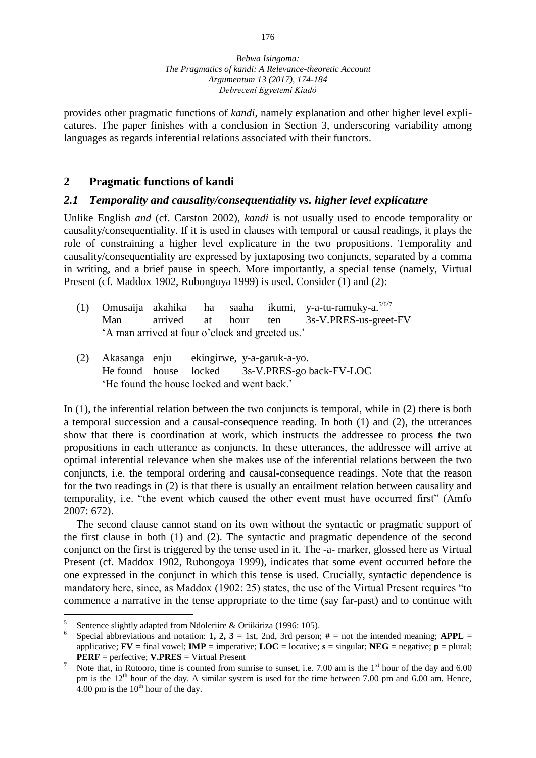provides other pragmatic functions of *kandi*, namely explanation and other higher level explicatures. The paper finishes with a conclusion in Section 3, underscoring variability among languages as regards inferential relations associated with their functors.

## 2 Pragmatic functions of kandi

### *2.1 Temporality and causality/consequentiality vs. higher level explicature*

Unlike English *and* (cf. Carston 2002), *kandi* is not usually used to encode temporality or causality/consequentiality. If it is used in clauses with temporal or causal readings, it plays the role of constraining a higher level explicature in the two propositions. Temporality and causality/consequentiality are expressed by juxtaposing two conjuncts, separated by a comma in writing, and a brief pause in speech. More importantly, a special tense (namely, Virtual Present (cf. Maddox 1902, Rubongoya 1999) is used. Consider (1) and (2):

(1) Omusaija akahika ha saaha ikumi, y-a-tu-ramuky-a.[5/6/7]
    Man arrived at hour ten 3s-V.PRES-us-greet-FV
    'A man arrived at four o'clock and greeted us.'

(2) Akasanga enju ekingirwe, y-a-garuk-a-yo.
    He found house locked 3s-V.PRES-go back-FV-LOC
    'He found the house locked and went back.'

In (1), the inferential relation between the two conjuncts is temporal, while in (2) there is both a temporal succession and a causal-consequence reading. In both (1) and (2), the utterances show that there is coordination at work, which instructs the addressee to process the two propositions in each utterance as conjuncts. In these utterances, the addressee will arrive at optimal inferential relevance when she makes use of the inferential relations between the two conjuncts, i.e. the temporal ordering and causal-consequence readings. Note that the reason for the two readings in (2) is that there is usually an entailment relation between causality and temporality, i.e. "the event which caused the other event must have occurred first" (Amfo 2007: 672).

The second clause cannot stand on its own without the syntactic or pragmatic support of the first clause in both (1) and (2). The syntactic and pragmatic dependence of the second conjunct on the first is triggered by the tense used in it. The -a- marker, glossed here as Virtual Present (cf. Maddox 1902, Rubongoya 1999), indicates that some event occurred before the one expressed in the conjunct in which this tense is used. Crucially, syntactic dependence is mandatory here, since, as Maddox (1902: 25) states, the use of the Virtual Present requires "to commence a narrative in the tense appropriate to the time (say far-past) and to continue with

---

[5] Sentence slightly adapted from Ndoleriire & Oriikiriza (1996: 105).

[6] Special abbreviations and notation: **1, 2, 3** = 1st, 2nd, 3rd person; **#** = not the intended meaning; **APPL** = applicative; **FV** = final vowel; **IMP** = imperative; **LOC** = locative; **s** = singular; **NEG** = negative; **p** = plural; **PERF** = perfective; **V.PRES** = Virtual Present

[7] Note that, in Rutooro, time is counted from sunrise to sunset, i.e. 7.00 am is the 1st hour of the day and 6.00 pm is the 12th hour of the day. A similar system is used for the time between 7.00 pm and 6.00 am. Hence, 4.00 pm is the 10th hour of the day.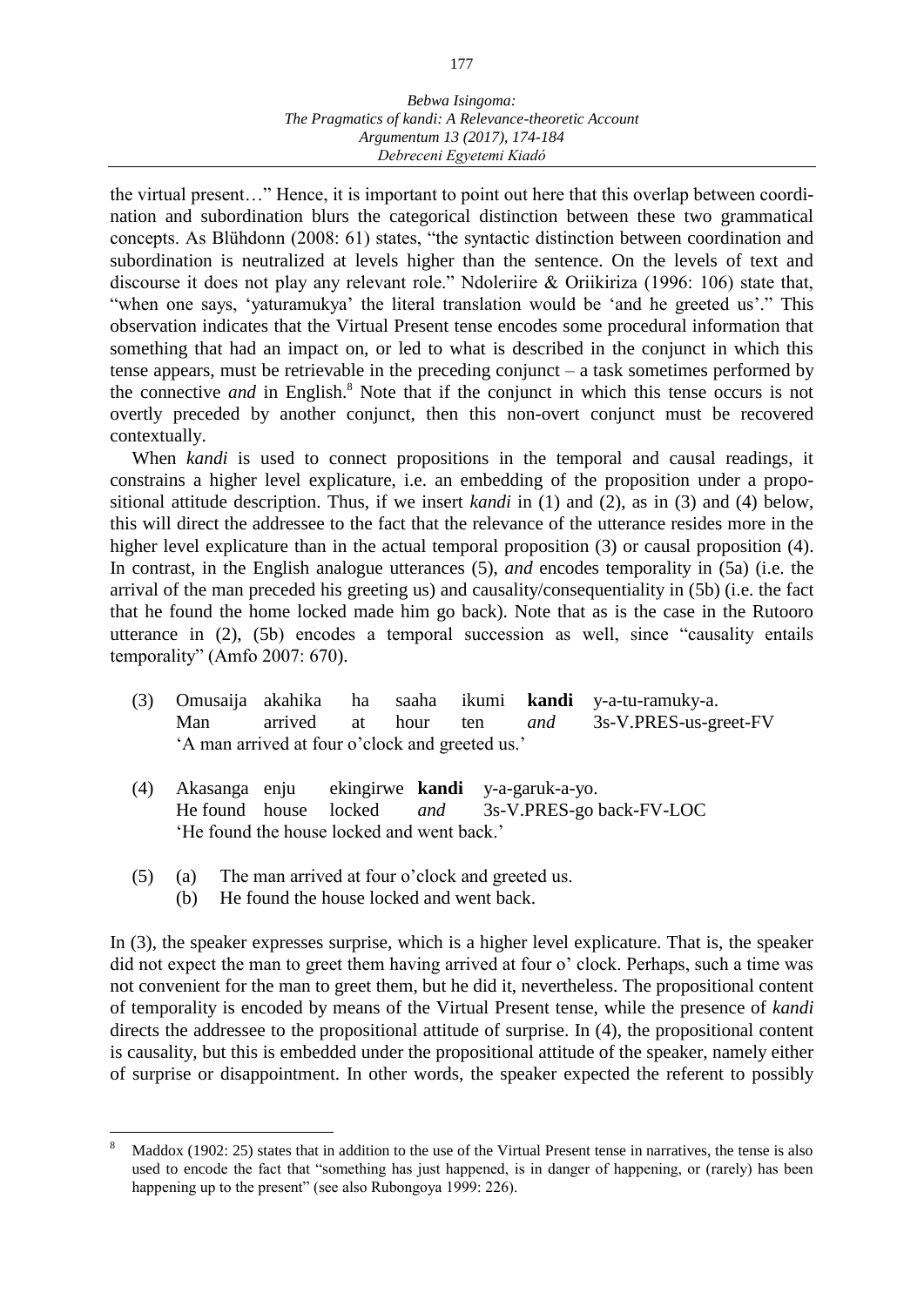the virtual present…" Hence, it is important to point out here that this overlap between coordination and subordination blurs the categorical distinction between these two grammatical concepts. As Blühdonn (2008: 61) states, "the syntactic distinction between coordination and subordination is neutralized at levels higher than the sentence. On the levels of text and discourse it does not play any relevant role." Ndoleriire & Oriikiriza (1996: 106) state that, "when one says, 'yaturamukya' the literal translation would be 'and he greeted us'." This observation indicates that the Virtual Present tense encodes some procedural information that something that had an impact on, or led to what is described in the conjunct in which this tense appears, must be retrievable in the preceding conjunct – a task sometimes performed by the connective *and* in English.[8] Note that if the conjunct in which this tense occurs is not overtly preceded by another conjunct, then this non-overt conjunct must be recovered contextually.

When *kandi* is used to connect propositions in the temporal and causal readings, it constrains a higher level explicature, i.e. an embedding of the proposition under a propositional attitude description. Thus, if we insert *kandi* in (1) and (2), as in (3) and (4) below, this will direct the addressee to the fact that the relevance of the utterance resides more in the higher level explicature than in the actual temporal proposition (3) or causal proposition (4). In contrast, in the English analogue utterances (5), *and* encodes temporality in (5a) (i.e. the arrival of the man preceded his greeting us) and causality/consequentiality in (5b) (i.e. the fact that he found the home locked made him go back). Note that as is the case in the Rutooro utterance in (2), (5b) encodes a temporal succession as well, since "causality entails temporality" (Amfo 2007: 670).

(3) Omusaija akahika ha saaha ikumi **kandi** y-a-tu-ramuky-a.
   Man arrived at hour ten *and* 3s-V.PRES-us-greet-FV
   'A man arrived at four o'clock and greeted us.'

(4) Akasanga enju ekingirwe **kandi** y-a-garuk-a-yo.
   He found house locked *and* 3s-V.PRES-go back-FV-LOC
   'He found the house locked and went back.'

(5) (a) The man arrived at four o'clock and greeted us.
   (b) He found the house locked and went back.

In (3), the speaker expresses surprise, which is a higher level explicature. That is, the speaker did not expect the man to greet them having arrived at four o' clock. Perhaps, such a time was not convenient for the man to greet them, but he did it, nevertheless. The propositional content of temporality is encoded by means of the Virtual Present tense, while the presence of *kandi* directs the addressee to the propositional attitude of surprise. In (4), the propositional content is causality, but this is embedded under the propositional attitude of the speaker, namely either of surprise or disappointment. In other words, the speaker expected the referent to possibly

---

[8] Maddox (1902: 25) states that in addition to the use of the Virtual Present tense in narratives, the tense is also used to encode the fact that "something has just happened, is in danger of happening, or (rarely) has been happening up to the present" (see also Rubongoya 1999: 226).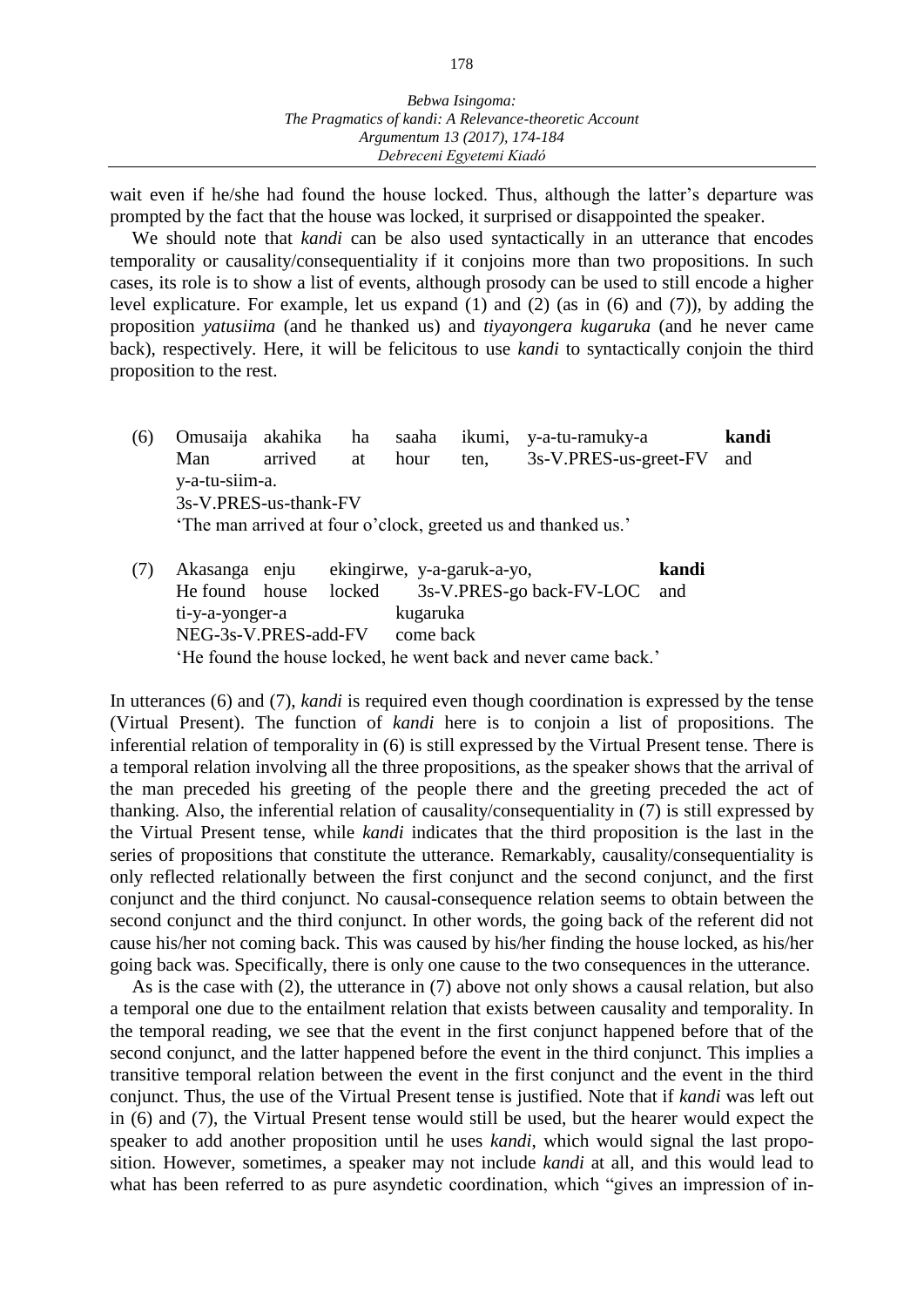wait even if he/she had found the house locked. Thus, although the latter's departure was prompted by the fact that the house was locked, it surprised or disappointed the speaker.

We should note that *kandi* can be also used syntactically in an utterance that encodes temporality or causality/consequentiality if it conjoins more than two propositions. In such cases, its role is to show a list of events, although prosody can be used to still encode a higher level explicature. For example, let us expand (1) and (2) (as in (6) and (7)), by adding the proposition *yatusiima* (and he thanked us) and *tiyayongera kugaruka* (and he never came back), respectively. Here, it will be felicitous to use *kandi* to syntactically conjoin the third proposition to the rest.

(6) Omusaija akahika ha saaha ikumi, y-a-tu-ramuky-a **kandi**
Man arrived at hour ten, 3s-V.PRES-us-greet-FV and
y-a-tu-siim-a.
3s-V.PRES-us-thank-FV
'The man arrived at four o'clock, greeted us and thanked us.'

(7) Akasanga enju ekingirwe, y-a-garuk-a-yo, **kandi**
He found house locked 3s-V.PRES-go back-FV-LOC and
ti-y-a-yonger-a kugaruka
NEG-3s-V.PRES-add-FV come back
'He found the house locked, he went back and never came back.'

In utterances (6) and (7), *kandi* is required even though coordination is expressed by the tense (Virtual Present). The function of *kandi* here is to conjoin a list of propositions. The inferential relation of temporality in (6) is still expressed by the Virtual Present tense. There is a temporal relation involving all the three propositions, as the speaker shows that the arrival of the man preceded his greeting of the people there and the greeting preceded the act of thanking. Also, the inferential relation of causality/consequentiality in (7) is still expressed by the Virtual Present tense, while *kandi* indicates that the third proposition is the last in the series of propositions that constitute the utterance. Remarkably, causality/consequentiality is only reflected relationally between the first conjunct and the second conjunct, and the first conjunct and the third conjunct. No causal-consequence relation seems to obtain between the second conjunct and the third conjunct. In other words, the going back of the referent did not cause his/her not coming back. This was caused by his/her finding the house locked, as his/her going back was. Specifically, there is only one cause to the two consequences in the utterance.

As is the case with (2), the utterance in (7) above not only shows a causal relation, but also a temporal one due to the entailment relation that exists between causality and temporality. In the temporal reading, we see that the event in the first conjunct happened before that of the second conjunct, and the latter happened before the event in the third conjunct. This implies a transitive temporal relation between the event in the first conjunct and the event in the third conjunct. Thus, the use of the Virtual Present tense is justified. Note that if *kandi* was left out in (6) and (7), the Virtual Present tense would still be used, but the hearer would expect the speaker to add another proposition until he uses *kandi*, which would signal the last proposition. However, sometimes, a speaker may not include *kandi* at all, and this would lead to what has been referred to as pure asyndetic coordination, which "gives an impression of in-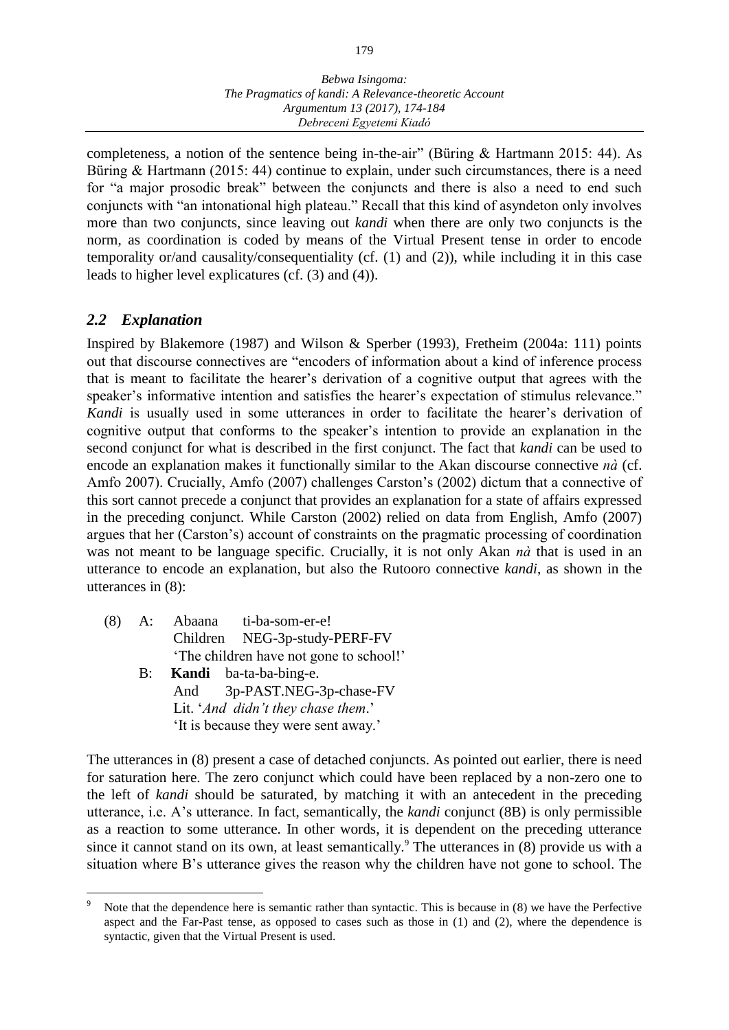completeness, a notion of the sentence being in-the-air" (Büring & Hartmann 2015: 44). As Büring & Hartmann (2015: 44) continue to explain, under such circumstances, there is a need for "a major prosodic break" between the conjuncts and there is also a need to end such conjuncts with "an intonational high plateau." Recall that this kind of asyndeton only involves more than two conjuncts, since leaving out *kandi* when there are only two conjuncts is the norm, as coordination is coded by means of the Virtual Present tense in order to encode temporality or/and causality/consequentiality (cf. (1) and (2)), while including it in this case leads to higher level explicatures (cf. (3) and (4)).

## *2.2 Explanation*

Inspired by Blakemore (1987) and Wilson & Sperber (1993), Fretheim (2004a: 111) points out that discourse connectives are "encoders of information about a kind of inference process that is meant to facilitate the hearer's derivation of a cognitive output that agrees with the speaker's informative intention and satisfies the hearer's expectation of stimulus relevance." *Kandi* is usually used in some utterances in order to facilitate the hearer's derivation of cognitive output that conforms to the speaker's intention to provide an explanation in the second conjunct for what is described in the first conjunct. The fact that *kandi* can be used to encode an explanation makes it functionally similar to the Akan discourse connective *nà* (cf. Amfo 2007). Crucially, Amfo (2007) challenges Carston's (2002) dictum that a connective of this sort cannot precede a conjunct that provides an explanation for a state of affairs expressed in the preceding conjunct. While Carston (2002) relied on data from English, Amfo (2007) argues that her (Carston's) account of constraints on the pragmatic processing of coordination was not meant to be language specific. Crucially, it is not only Akan *nà* that is used in an utterance to encode an explanation, but also the Rutooro connective *kandi*, as shown in the utterances in (8):

(8) A: Abaana ti-ba-som-er-e!
Children NEG-3p-study-PERF-FV
'The children have not gone to school!'

B: **Kandi** ba-ta-ba-bing-e.
And 3p-PAST.NEG-3p-chase-FV
Lit. '*And didn't they chase them*.'
'It is because they were sent away.'

The utterances in (8) present a case of detached conjuncts. As pointed out earlier, there is need for saturation here. The zero conjunct which could have been replaced by a non-zero one to the left of *kandi* should be saturated, by matching it with an antecedent in the preceding utterance, i.e. A's utterance. In fact, semantically, the *kandi* conjunct (8B) is only permissible as a reaction to some utterance. In other words, it is dependent on the preceding utterance since it cannot stand on its own, at least semantically.[9] The utterances in (8) provide us with a situation where B's utterance gives the reason why the children have not gone to school. The

[9] Note that the dependence here is semantic rather than syntactic. This is because in (8) we have the Perfective aspect and the Far-Past tense, as opposed to cases such as those in (1) and (2), where the dependence is syntactic, given that the Virtual Present is used.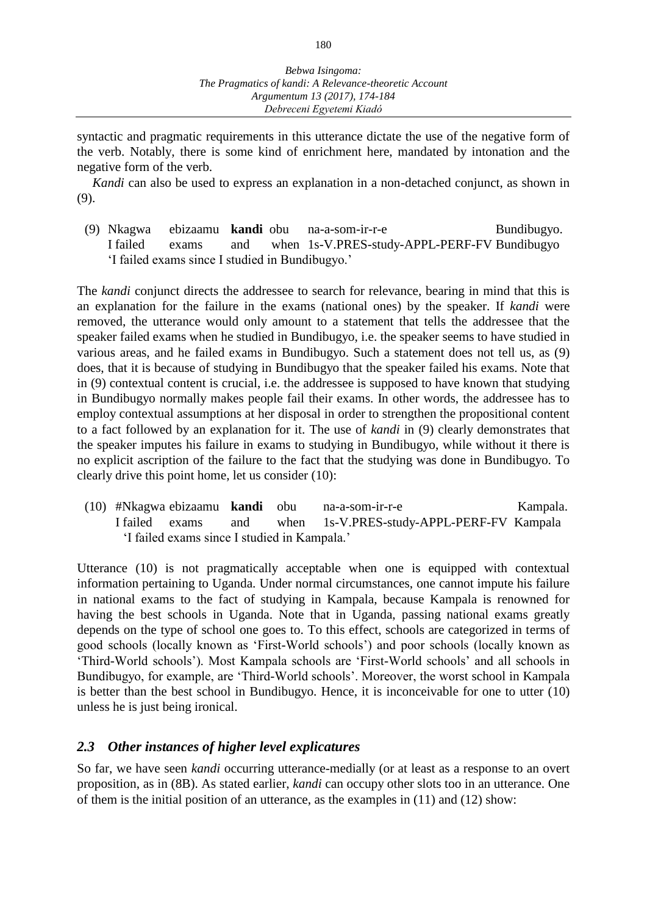syntactic and pragmatic requirements in this utterance dictate the use of the negative form of the verb. Notably, there is some kind of enrichment here, mandated by intonation and the negative form of the verb.

*Kandi* can also be used to express an explanation in a non-detached conjunct, as shown in (9).

(9) Nkagwa ebizaamu **kandi** obu na-a-som-ir-r-e Bundibugyo.
I failed exams and when 1s-V.PRES-study-APPL-PERF-FV Bundibugyo
'I failed exams since I studied in Bundibugyo.'

The *kandi* conjunct directs the addressee to search for relevance, bearing in mind that this is an explanation for the failure in the exams (national ones) by the speaker. If *kandi* were removed, the utterance would only amount to a statement that tells the addressee that the speaker failed exams when he studied in Bundibugyo, i.e. the speaker seems to have studied in various areas, and he failed exams in Bundibugyo. Such a statement does not tell us, as (9) does, that it is because of studying in Bundibugyo that the speaker failed his exams. Note that in (9) contextual content is crucial, i.e. the addressee is supposed to have known that studying in Bundibugyo normally makes people fail their exams. In other words, the addressee has to employ contextual assumptions at her disposal in order to strengthen the propositional content to a fact followed by an explanation for it. The use of *kandi* in (9) clearly demonstrates that the speaker imputes his failure in exams to studying in Bundibugyo, while without it there is no explicit ascription of the failure to the fact that the studying was done in Bundibugyo. To clearly drive this point home, let us consider (10):

(10) #Nkagwa ebizaamu **kandi** obu na-a-som-ir-r-e Kampala.
I failed exams and when 1s-V.PRES-study-APPL-PERF-FV Kampala
'I failed exams since I studied in Kampala.'

Utterance (10) is not pragmatically acceptable when one is equipped with contextual information pertaining to Uganda. Under normal circumstances, one cannot impute his failure in national exams to the fact of studying in Kampala, because Kampala is renowned for having the best schools in Uganda. Note that in Uganda, passing national exams greatly depends on the type of school one goes to. To this effect, schools are categorized in terms of good schools (locally known as 'First-World schools') and poor schools (locally known as 'Third-World schools'). Most Kampala schools are 'First-World schools' and all schools in Bundibugyo, for example, are 'Third-World schools'. Moreover, the worst school in Kampala is better than the best school in Bundibugyo. Hence, it is inconceivable for one to utter (10) unless he is just being ironical.

### *2.3 Other instances of higher level explicatures*

So far, we have seen *kandi* occurring utterance-medially (or at least as a response to an overt proposition, as in (8B). As stated earlier, *kandi* can occupy other slots too in an utterance. One of them is the initial position of an utterance, as the examples in (11) and (12) show: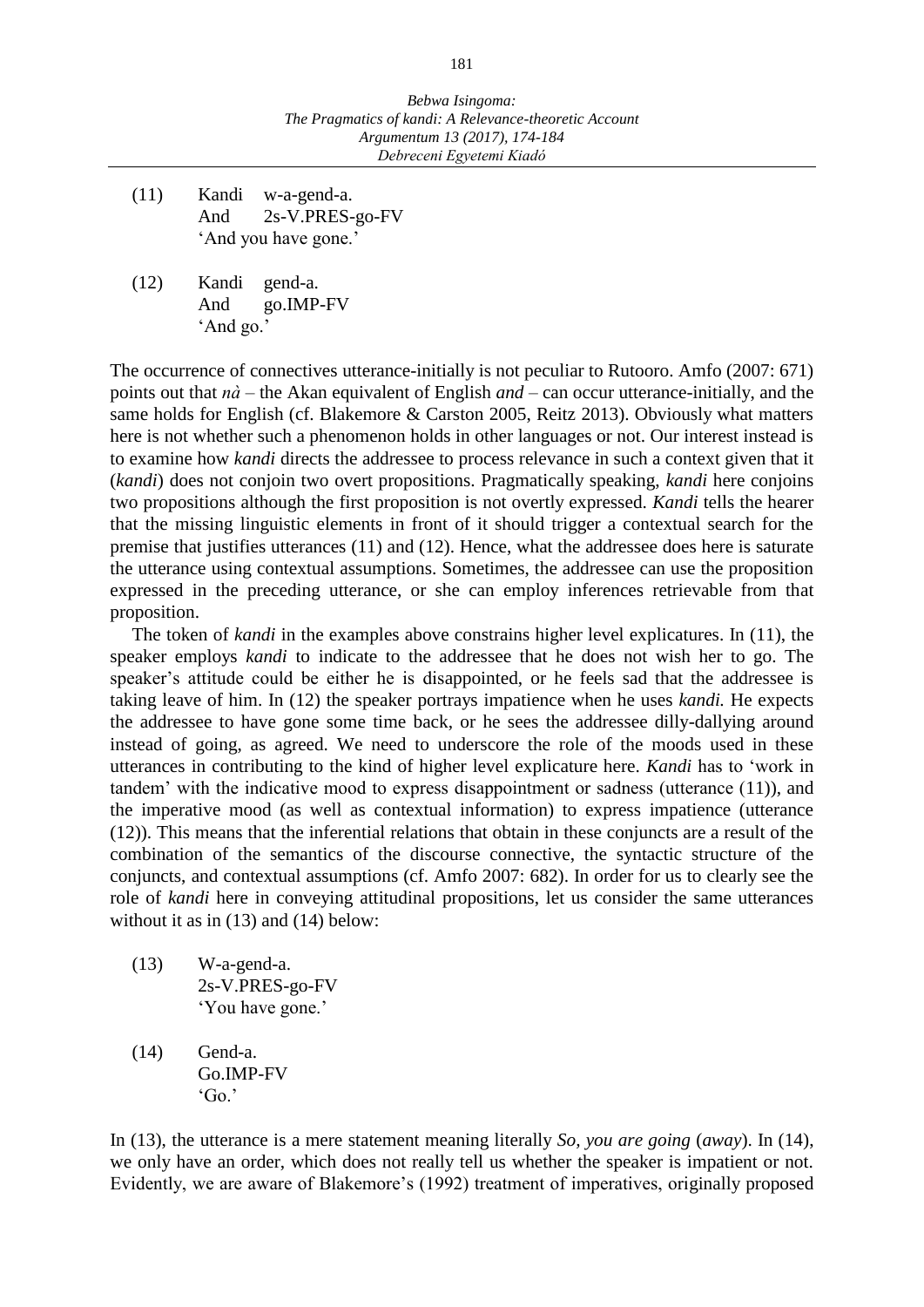(11) Kandi w-a-gend-a.
     And 2s-V.PRES-go-FV
     'And you have gone.'

(12) Kandi gend-a.
     And go.IMP-FV
     'And go.'

The occurrence of connectives utterance-initially is not peculiar to Rutooro. Amfo (2007: 671) points out that *nà* – the Akan equivalent of English *and* – can occur utterance-initially, and the same holds for English (cf. Blakemore & Carston 2005, Reitz 2013). Obviously what matters here is not whether such a phenomenon holds in other languages or not. Our interest instead is to examine how *kandi* directs the addressee to process relevance in such a context given that it (*kandi*) does not conjoin two overt propositions. Pragmatically speaking, *kandi* here conjoins two propositions although the first proposition is not overtly expressed. *Kandi* tells the hearer that the missing linguistic elements in front of it should trigger a contextual search for the premise that justifies utterances (11) and (12). Hence, what the addressee does here is saturate the utterance using contextual assumptions. Sometimes, the addressee can use the proposition expressed in the preceding utterance, or she can employ inferences retrievable from that proposition.

The token of *kandi* in the examples above constrains higher level explicatures. In (11), the speaker employs *kandi* to indicate to the addressee that he does not wish her to go. The speaker's attitude could be either he is disappointed, or he feels sad that the addressee is taking leave of him. In (12) the speaker portrays impatience when he uses *kandi.* He expects the addressee to have gone some time back, or he sees the addressee dilly-dallying around instead of going, as agreed. We need to underscore the role of the moods used in these utterances in contributing to the kind of higher level explicature here. *Kandi* has to 'work in tandem' with the indicative mood to express disappointment or sadness (utterance (11)), and the imperative mood (as well as contextual information) to express impatience (utterance (12)). This means that the inferential relations that obtain in these conjuncts are a result of the combination of the semantics of the discourse connective, the syntactic structure of the conjuncts, and contextual assumptions (cf. Amfo 2007: 682). In order for us to clearly see the role of *kandi* here in conveying attitudinal propositions, let us consider the same utterances without it as in (13) and (14) below:

(13) W-a-gend-a.
     2s-V.PRES-go-FV
     'You have gone.'

(14) Gend-a.
     Go.IMP-FV
     'Go.'

In (13), the utterance is a mere statement meaning literally *So, you are going* (*away*). In (14), we only have an order, which does not really tell us whether the speaker is impatient or not. Evidently, we are aware of Blakemore's (1992) treatment of imperatives, originally proposed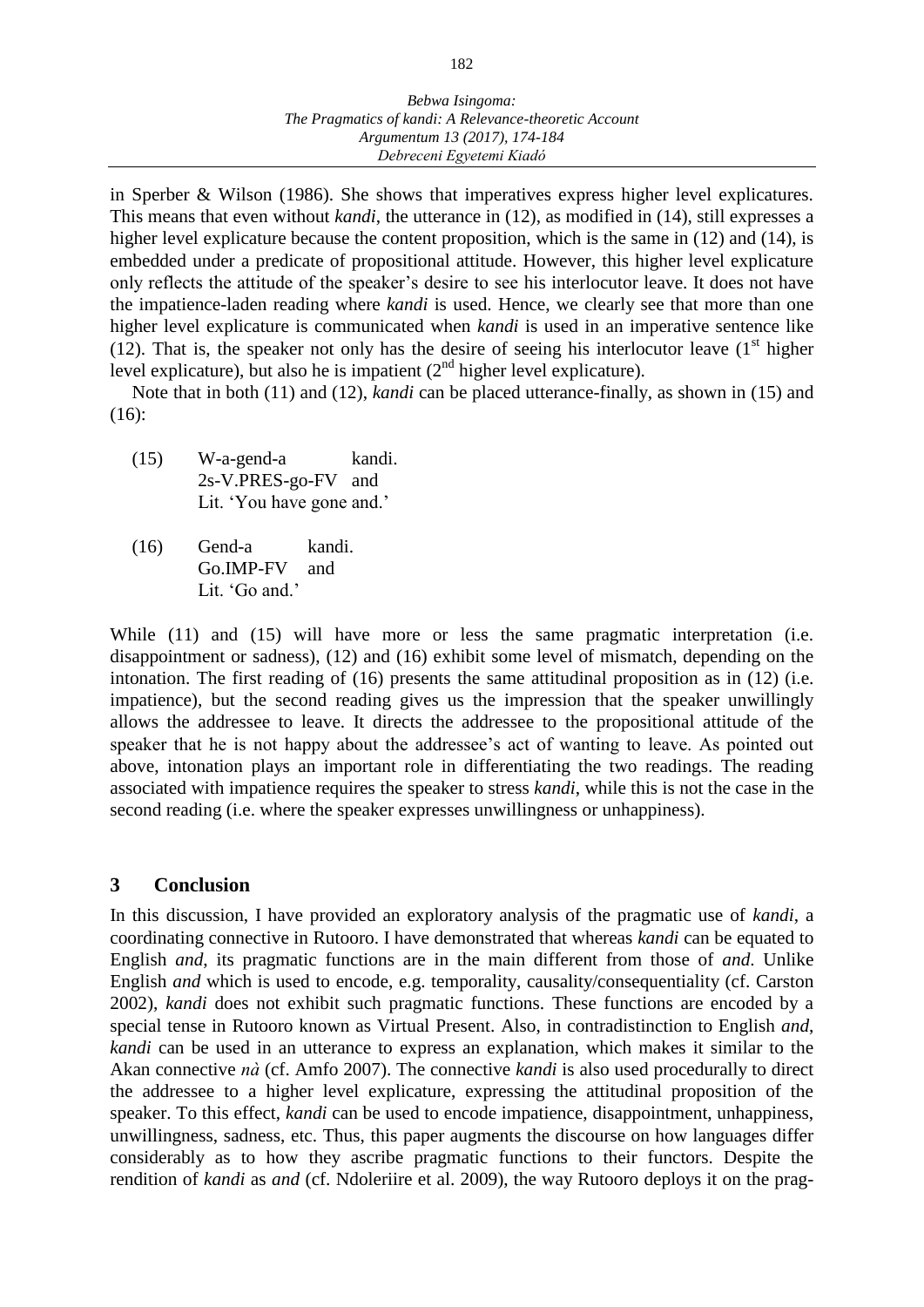in Sperber & Wilson (1986). She shows that imperatives express higher level explicatures. This means that even without *kandi*, the utterance in (12), as modified in (14), still expresses a higher level explicature because the content proposition, which is the same in (12) and (14), is embedded under a predicate of propositional attitude. However, this higher level explicature only reflects the attitude of the speaker's desire to see his interlocutor leave. It does not have the impatience-laden reading where *kandi* is used. Hence, we clearly see that more than one higher level explicature is communicated when *kandi* is used in an imperative sentence like (12). That is, the speaker not only has the desire of seeing his interlocutor leave (1st higher level explicature), but also he is impatient (2nd higher level explicature).

Note that in both (11) and (12), *kandi* can be placed utterance-finally, as shown in (15) and (16):

(15) W-a-gend-a kandi.
2s-V.PRES-go-FV and
Lit. 'You have gone and.'

(16) Gend-a kandi.
Go.IMP-FV and
Lit. 'Go and.'

While (11) and (15) will have more or less the same pragmatic interpretation (i.e. disappointment or sadness), (12) and (16) exhibit some level of mismatch, depending on the intonation. The first reading of (16) presents the same attitudinal proposition as in (12) (i.e. impatience), but the second reading gives us the impression that the speaker unwillingly allows the addressee to leave. It directs the addressee to the propositional attitude of the speaker that he is not happy about the addressee's act of wanting to leave. As pointed out above, intonation plays an important role in differentiating the two readings. The reading associated with impatience requires the speaker to stress *kandi*, while this is not the case in the second reading (i.e. where the speaker expresses unwillingness or unhappiness).

## 3 Conclusion

In this discussion, I have provided an exploratory analysis of the pragmatic use of *kandi*, a coordinating connective in Rutooro. I have demonstrated that whereas *kandi* can be equated to English *and*, its pragmatic functions are in the main different from those of *and*. Unlike English *and* which is used to encode, e.g. temporality, causality/consequentiality (cf. Carston 2002), *kandi* does not exhibit such pragmatic functions. These functions are encoded by a special tense in Rutooro known as Virtual Present. Also, in contradistinction to English *and*, *kandi* can be used in an utterance to express an explanation, which makes it similar to the Akan connective *nà* (cf. Amfo 2007). The connective *kandi* is also used procedurally to direct the addressee to a higher level explicature, expressing the attitudinal proposition of the speaker. To this effect, *kandi* can be used to encode impatience, disappointment, unhappiness, unwillingness, sadness, etc. Thus, this paper augments the discourse on how languages differ considerably as to how they ascribe pragmatic functions to their functors. Despite the rendition of *kandi* as *and* (cf. Ndoleriire et al. 2009), the way Rutooro deploys it on the prag-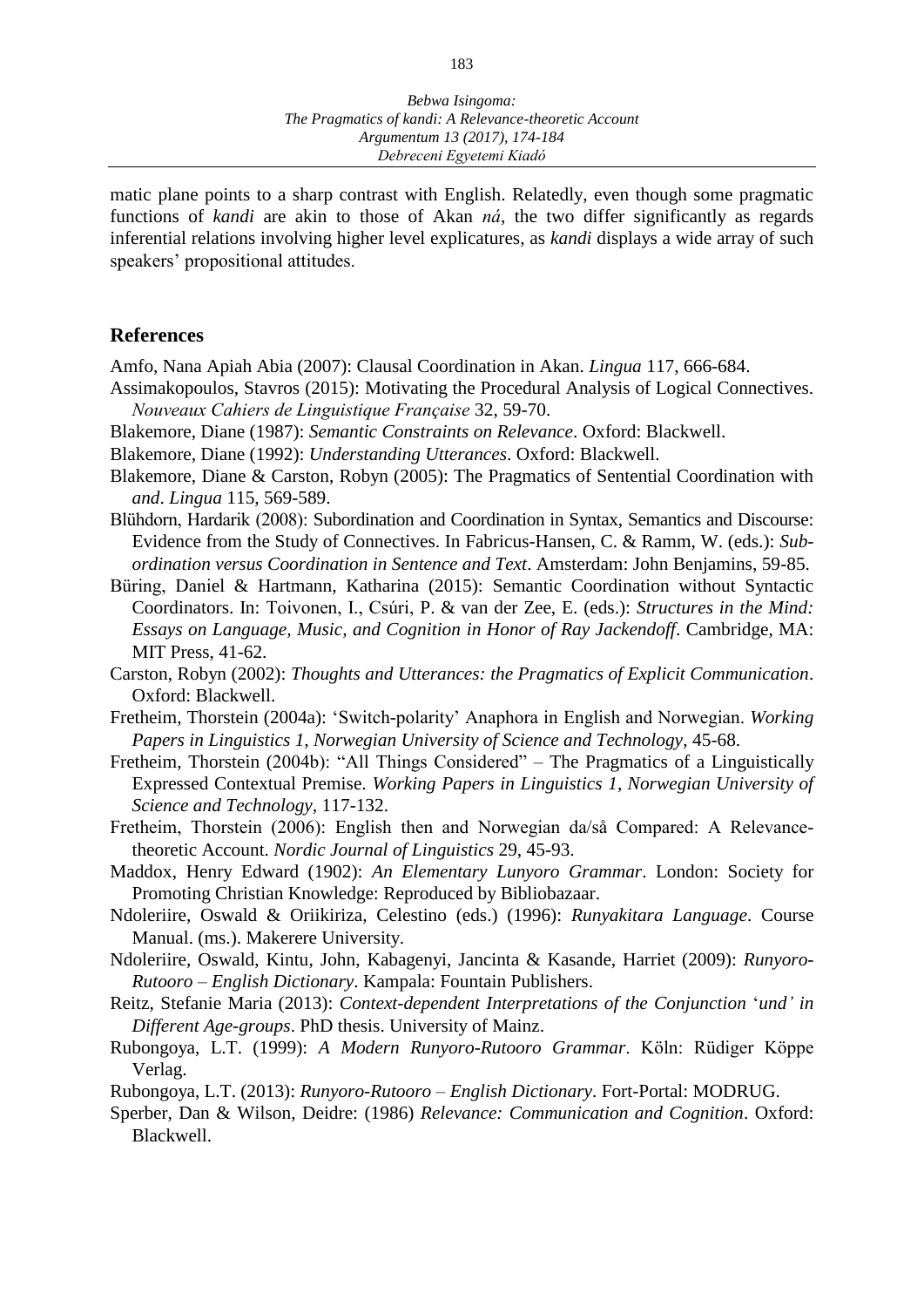matic plane points to a sharp contrast with English. Relatedly, even though some pragmatic functions of *kandi* are akin to those of Akan *ná*, the two differ significantly as regards inferential relations involving higher level explicatures, as *kandi* displays a wide array of such speakers' propositional attitudes.

## References

Amfo, Nana Apiah Abia (2007): Clausal Coordination in Akan. *Lingua* 117, 666-684.

Assimakopoulos, Stavros (2015): Motivating the Procedural Analysis of Logical Connectives. *Nouveaux Cahiers de Linguistique Française* 32, 59-70.

Blakemore, Diane (1987): *Semantic Constraints on Relevance*. Oxford: Blackwell.

Blakemore, Diane (1992): *Understanding Utterances*. Oxford: Blackwell.

Blakemore, Diane & Carston, Robyn (2005): The Pragmatics of Sentential Coordination with *and*. *Lingua* 115, 569-589.

Blühdorn, Hardarik (2008): Subordination and Coordination in Syntax, Semantics and Discourse: Evidence from the Study of Connectives. In Fabricus-Hansen, C. & Ramm, W. (eds.): *Subordination versus Coordination in Sentence and Text*. Amsterdam: John Benjamins, 59-85.

Büring, Daniel & Hartmann, Katharina (2015): Semantic Coordination without Syntactic Coordinators. In: Toivonen, I., Csúri, P. & van der Zee, E. (eds.): *Structures in the Mind: Essays on Language, Music, and Cognition in Honor of Ray Jackendoff*. Cambridge, MA: MIT Press, 41-62.

Carston, Robyn (2002): *Thoughts and Utterances: the Pragmatics of Explicit Communication*. Oxford: Blackwell.

Fretheim, Thorstein (2004a): 'Switch-polarity' Anaphora in English and Norwegian. *Working Papers in Linguistics 1, Norwegian University of Science and Technology*, 45-68.

Fretheim, Thorstein (2004b): "All Things Considered" – The Pragmatics of a Linguistically Expressed Contextual Premise. *Working Papers in Linguistics 1, Norwegian University of Science and Technology*, 117-132.

Fretheim, Thorstein (2006): English then and Norwegian da/så Compared: A Relevance-theoretic Account. *Nordic Journal of Linguistics* 29, 45-93.

Maddox, Henry Edward (1902): *An Elementary Lunyoro Grammar*. London: Society for Promoting Christian Knowledge: Reproduced by Bibliobazaar.

Ndoleriire, Oswald & Oriikiriza, Celestino (eds.) (1996): *Runyakitara Language*. Course Manual. (ms.). Makerere University.

Ndoleriire, Oswald, Kintu, John, Kabagenyi, Jancinta & Kasande, Harriet (2009): *Runyoro-Rutooro – English Dictionary*. Kampala: Fountain Publishers.

Reitz, Stefanie Maria (2013): *Context-dependent Interpretations of the Conjunction* '*und' in Different Age-groups*. PhD thesis. University of Mainz.

Rubongoya, L.T. (1999): *A Modern Runyoro-Rutooro Grammar*. Köln: Rüdiger Köppe Verlag.

Rubongoya, L.T. (2013): *Runyoro-Rutooro – English Dictionary*. Fort-Portal: MODRUG.

Sperber, Dan & Wilson, Deidre: (1986) *Relevance: Communication and Cognition*. Oxford: Blackwell.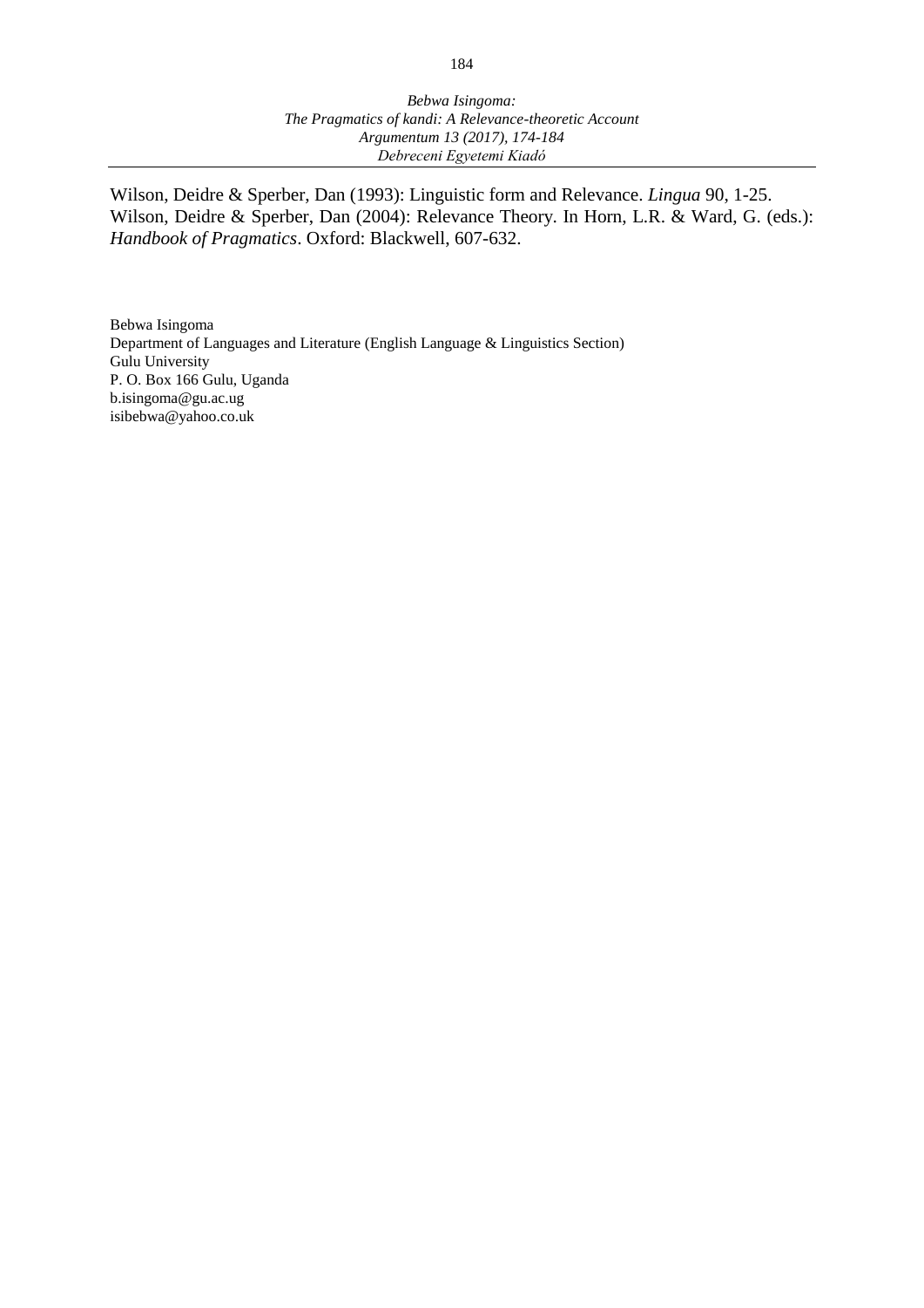Wilson, Deidre & Sperber, Dan (1993): Linguistic form and Relevance. *Lingua* 90, 1-25.
Wilson, Deidre & Sperber, Dan (2004): Relevance Theory. In Horn, L.R. & Ward, G. (eds.): *Handbook of Pragmatics*. Oxford: Blackwell, 607-632.

Bebwa Isingoma
Department of Languages and Literature (English Language & Linguistics Section)
Gulu University
P. O. Box 166 Gulu, Uganda
b.isingoma@gu.ac.ug
isibebwa@yahoo.co.uk